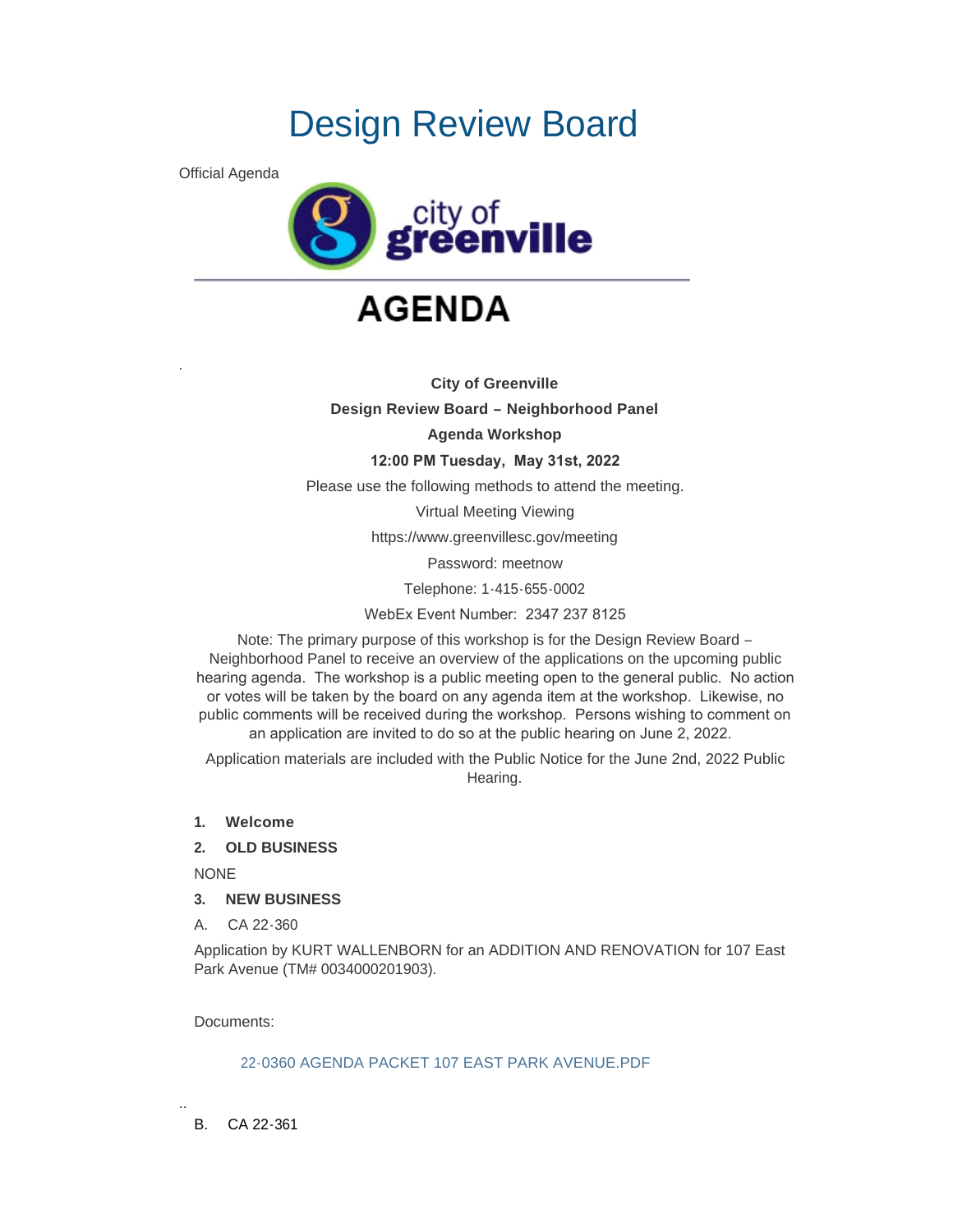# Design Review Board

Official Agenda

city of greenville

# AGENDA

.

**City of Greenville**

**Design Review Board – Neighborhood Panel**

**Agenda Workshop**

**12:00 PM Tuesday, May 31st, 2022**

Please use the following methods to attend the meeting.

Virtual Meeting Viewing

https://www.greenvillesc.gov/meeting

Password: meetnow

Telephone: 1-415-655-0002

WebEx Event Number: 2347 237 8125

Note: The primary purpose of this workshop is for the Design Review Board – Neighborhood Panel to receive an overview of the applications on the upcoming public hearing agenda. The workshop is a public meeting open to the general public. No action or votes will be taken by the board on any agenda item at the workshop. Likewise, no public comments will be received during the workshop. Persons wishing to comment on an application are invited to do so at the public hearing on June 2, 2022.

Application materials are included with the Public Notice for the June 2nd, 2022 Public Hearing.

1. **Welcome**
2. **OLD BUSINESS**

NONE

3. **NEW BUSINESS**

A. CA 22-360

Application by KURT WALLENBORN for an ADDITION AND RENOVATION for 107 East Park Avenue (TM# 0034000201903).

Documents:

22-0360 AGENDA PACKET 107 EAST PARK AVENUE.PDF

..

B. CA 22-361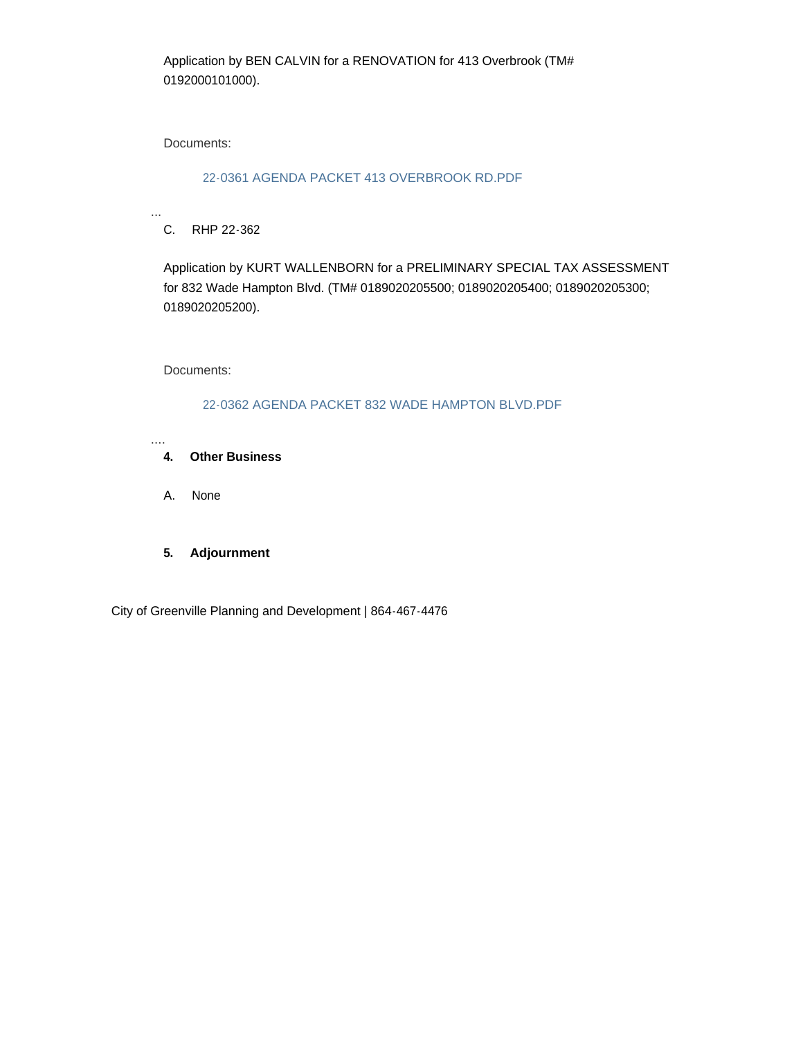Application by BEN CALVIN for a RENOVATION for 413 Overbrook (TM# 0192000101000).

Documents:

22-0361 AGENDA PACKET 413 OVERBROOK RD.PDF

...

C. RHP 22-362

Application by KURT WALLENBORN for a PRELIMINARY SPECIAL TAX ASSESSMENT for 832 Wade Hampton Blvd. (TM# 0189020205500; 0189020205400; 0189020205300; 0189020205200).

Documents:

22-0362 AGENDA PACKET 832 WADE HAMPTON BLVD.PDF

....

**4. Other Business**

A. None

**5. Adjournment**

City of Greenville Planning and Development | 864-467-4476